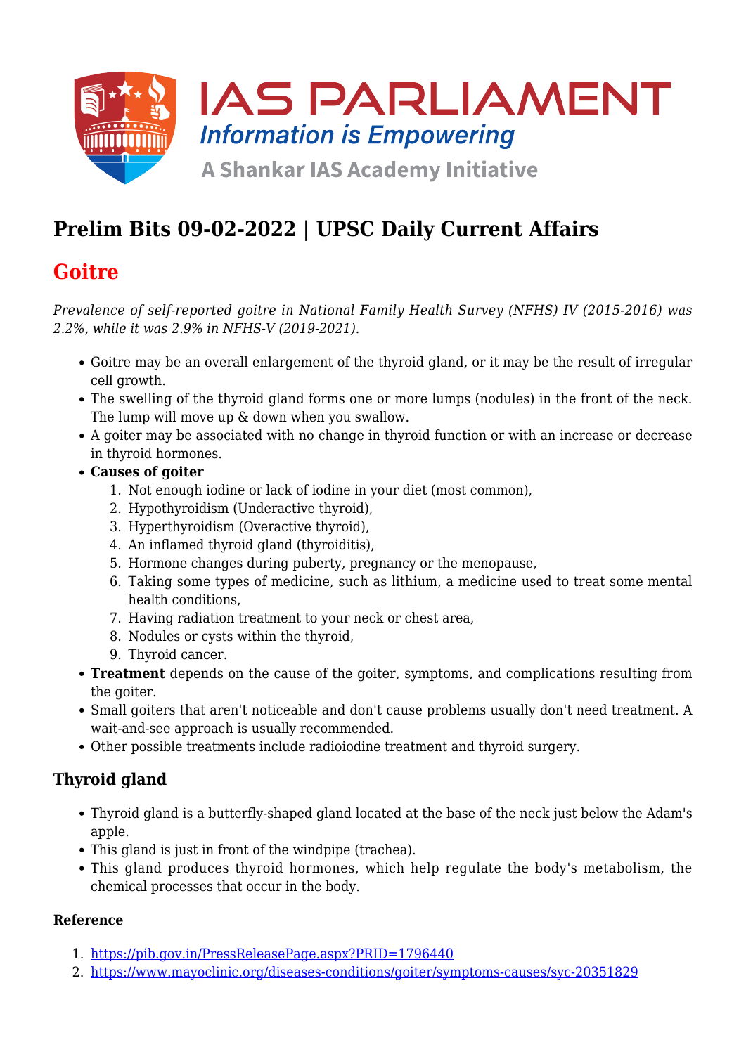# Prelim Bits 09-02-2022 | UPSC Daily Current Affairs

## Goitre

*Prevalence of self-reported goitre in National Family Health Survey (NFHS) IV (2015-2016) was 2.2%, while it was 2.9% in NFHS-V (2019-2021).*

- Goitre may be an overall enlargement of the thyroid gland, or it may be the result of irregular cell growth.
- The swelling of the thyroid gland forms one or more lumps (nodules) in the front of the neck. The lump will move up & down when you swallow.
- A goiter may be associated with no change in thyroid function or with an increase or decrease in thyroid hormones.
- **Causes of goiter**
  1. Not enough iodine or lack of iodine in your diet (most common),
  2. Hypothyroidism (Underactive thyroid),
  3. Hyperthyroidism (Overactive thyroid),
  4. An inflamed thyroid gland (thyroiditis),
  5. Hormone changes during puberty, pregnancy or the menopause,
  6. Taking some types of medicine, such as lithium, a medicine used to treat some mental health conditions,
  7. Having radiation treatment to your neck or chest area,
  8. Nodules or cysts within the thyroid,
  9. Thyroid cancer.
- **Treatment** depends on the cause of the goiter, symptoms, and complications resulting from the goiter.
- Small goiters that aren't noticeable and don't cause problems usually don't need treatment. A wait-and-see approach is usually recommended.
- Other possible treatments include radioiodine treatment and thyroid surgery.

### Thyroid gland

- Thyroid gland is a butterfly-shaped gland located at the base of the neck just below the Adam's apple.
- This gland is just in front of the windpipe (trachea).
- This gland produces thyroid hormones, which help regulate the body's metabolism, the chemical processes that occur in the body.

#### Reference

1. https://pib.gov.in/PressReleasePage.aspx?PRID=1796440
2. https://www.mayoclinic.org/diseases-conditions/goiter/symptoms-causes/syc-20351829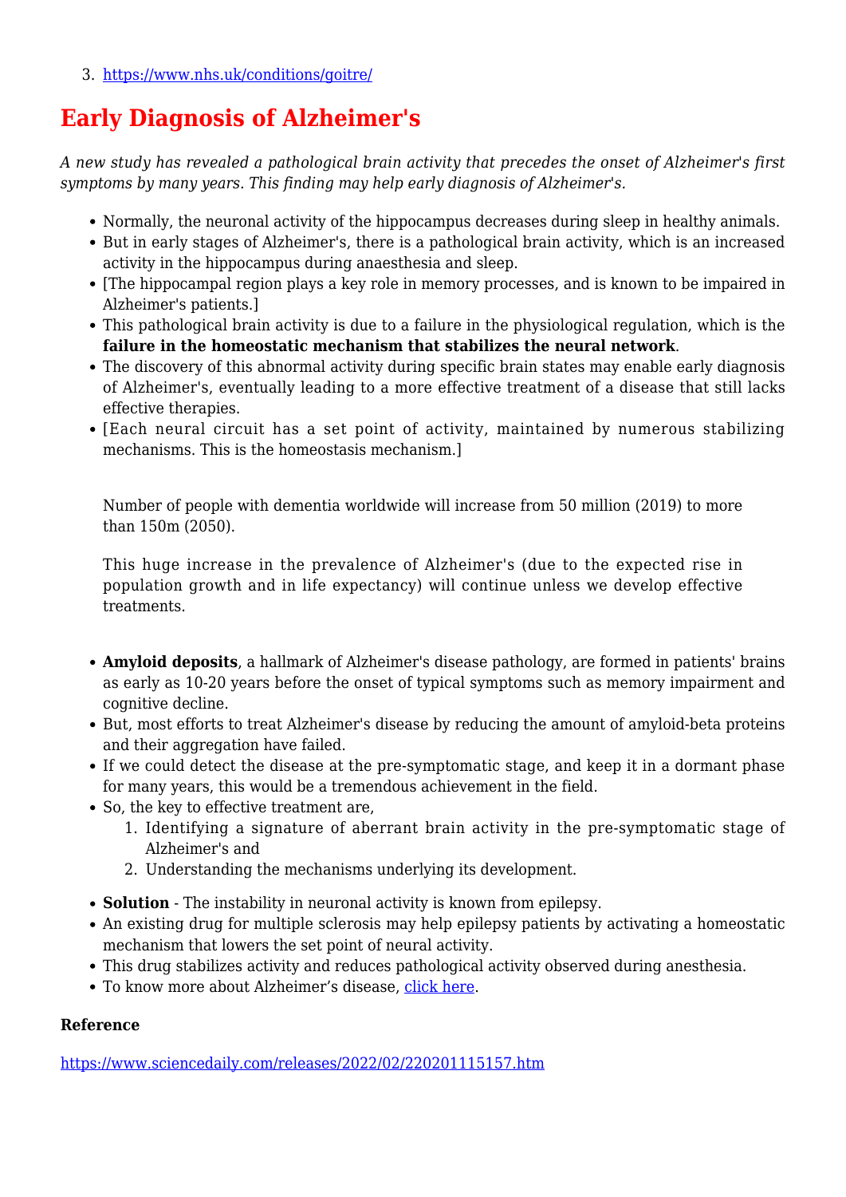3. https://www.nhs.uk/conditions/goitre/

# Early Diagnosis of Alzheimer's

*A new study has revealed a pathological brain activity that precedes the onset of Alzheimer's first symptoms by many years. This finding may help early diagnosis of Alzheimer's.*

- Normally, the neuronal activity of the hippocampus decreases during sleep in healthy animals.
- But in early stages of Alzheimer's, there is a pathological brain activity, which is an increased activity in the hippocampus during anaesthesia and sleep.
- [The hippocampal region plays a key role in memory processes, and is known to be impaired in Alzheimer's patients.]
- This pathological brain activity is due to a failure in the physiological regulation, which is the **failure in the homeostatic mechanism that stabilizes the neural network**.
- The discovery of this abnormal activity during specific brain states may enable early diagnosis of Alzheimer's, eventually leading to a more effective treatment of a disease that still lacks effective therapies.
- [Each neural circuit has a set point of activity, maintained by numerous stabilizing mechanisms. This is the homeostasis mechanism.]

  Number of people with dementia worldwide will increase from 50 million (2019) to more than 150m (2050).

  This huge increase in the prevalence of Alzheimer's (due to the expected rise in population growth and in life expectancy) will continue unless we develop effective treatments.

- **Amyloid deposits**, a hallmark of Alzheimer's disease pathology, are formed in patients' brains as early as 10-20 years before the onset of typical symptoms such as memory impairment and cognitive decline.
- But, most efforts to treat Alzheimer's disease by reducing the amount of amyloid-beta proteins and their aggregation have failed.
- If we could detect the disease at the pre-symptomatic stage, and keep it in a dormant phase for many years, this would be a tremendous achievement in the field.
- So, the key to effective treatment are,
  1. Identifying a signature of aberrant brain activity in the pre-symptomatic stage of Alzheimer's and
  2. Understanding the mechanisms underlying its development.
- **Solution** - The instability in neuronal activity is known from epilepsy.
- An existing drug for multiple sclerosis may help epilepsy patients by activating a homeostatic mechanism that lowers the set point of neural activity.
- This drug stabilizes activity and reduces pathological activity observed during anesthesia.
- To know more about Alzheimer’s disease, click here.

**Reference**

https://www.sciencedaily.com/releases/2022/02/220201115157.htm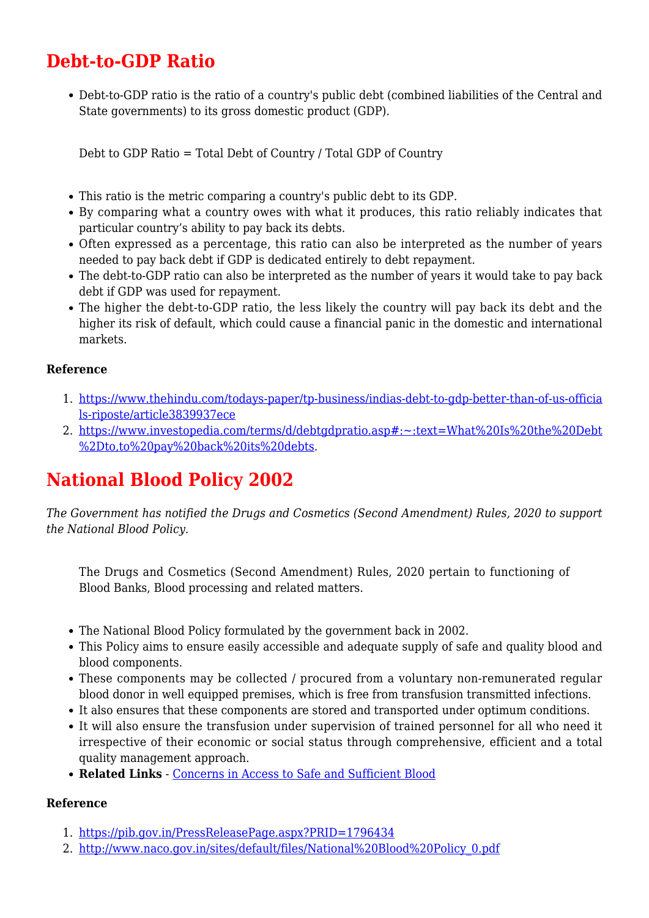# Debt-to-GDP Ratio

- Debt-to-GDP ratio is the ratio of a country's public debt (combined liabilities of the Central and State governments) to its gross domestic product (GDP).

    Debt to GDP Ratio = Total Debt of Country / Total GDP of Country

- This ratio is the metric comparing a country's public debt to its GDP.
- By comparing what a country owes with what it produces, this ratio reliably indicates that particular country's ability to pay back its debts.
- Often expressed as a percentage, this ratio can also be interpreted as the number of years needed to pay back debt if GDP is dedicated entirely to debt repayment.
- The debt-to-GDP ratio can also be interpreted as the number of years it would take to pay back debt if GDP was used for repayment.
- The higher the debt-to-GDP ratio, the less likely the country will pay back its debt and the higher its risk of default, which could cause a financial panic in the domestic and international markets.

**Reference**

1. [https://www.thehindu.com/todays-paper/tp-business/indias-debt-to-gdp-better-than-of-us-officials-riposte/article3839937ece](https://www.thehindu.com/todays-paper/tp-business/indias-debt-to-gdp-better-than-of-us-officials-riposte/article3839937ece)
2. [https://www.investopedia.com/terms/d/debtgdpratio.asp#:~:text=What%20Is%20the%20Debt%2Dto,to%20pay%20back%20its%20debts](https://www.investopedia.com/terms/d/debtgdpratio.asp#:~:text=What%20Is%20the%20Debt%2Dto,to%20pay%20back%20its%20debts).

# National Blood Policy 2002

*The Government has notified the Drugs and Cosmetics (Second Amendment) Rules, 2020 to support the National Blood Policy.*

    The Drugs and Cosmetics (Second Amendment) Rules, 2020 pertain to functioning of Blood Banks, Blood processing and related matters.

- The National Blood Policy formulated by the government back in 2002.
- This Policy aims to ensure easily accessible and adequate supply of safe and quality blood and blood components.
- These components may be collected / procured from a voluntary non-remunerated regular blood donor in well equipped premises, which is free from transfusion transmitted infections.
- It also ensures that these components are stored and transported under optimum conditions.
- It will also ensure the transfusion under supervision of trained personnel for all who need it irrespective of their economic or social status through comprehensive, efficient and a total quality management approach.
- **Related Links** - [Concerns in Access to Safe and Sufficient Blood]()

**Reference**

1. [https://pib.gov.in/PressReleasePage.aspx?PRID=1796434](https://pib.gov.in/PressReleasePage.aspx?PRID=1796434)
2. [http://www.naco.gov.in/sites/default/files/National%20Blood%20Policy_0.pdf](http://www.naco.gov.in/sites/default/files/National%20Blood%20Policy_0.pdf)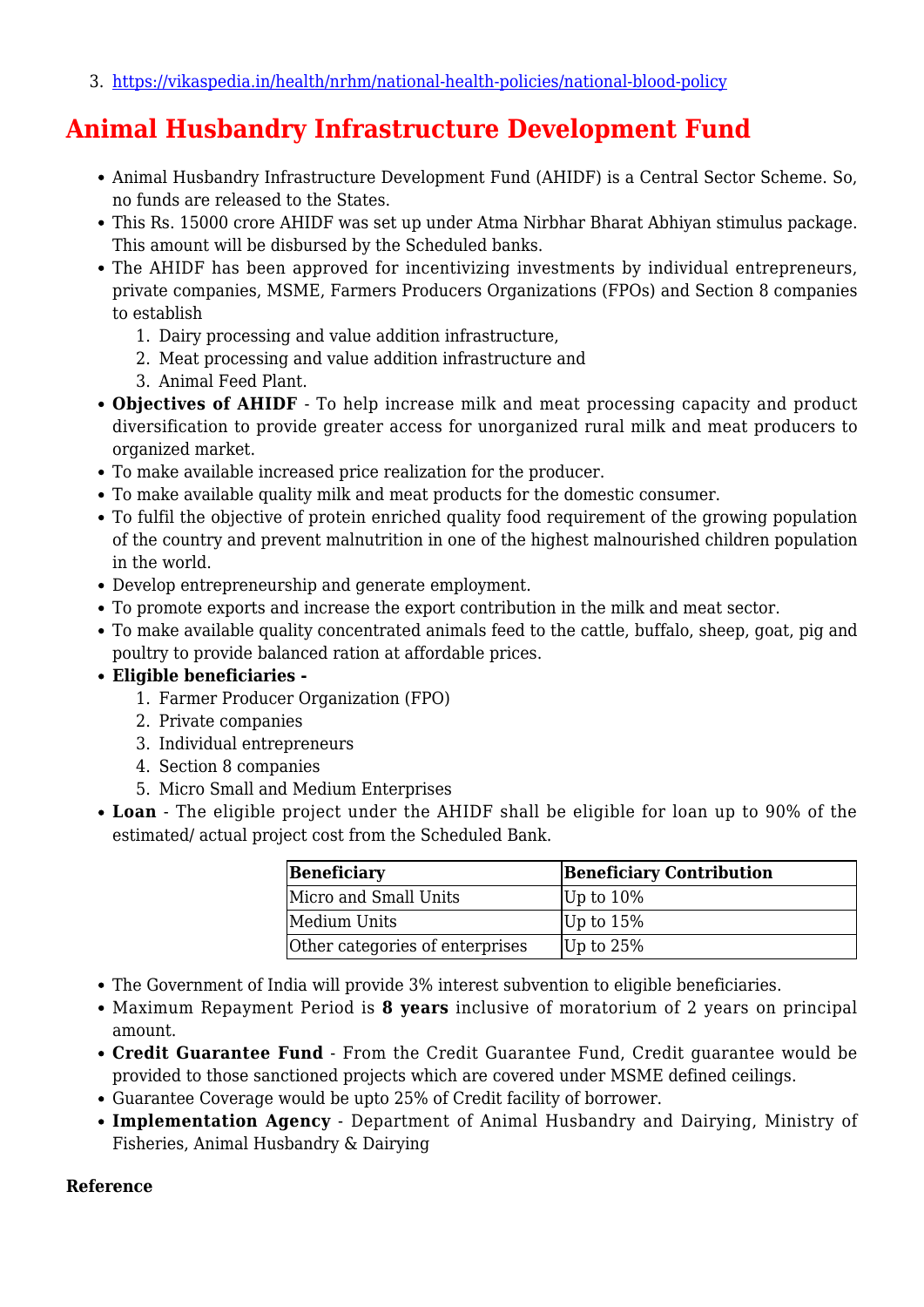3. https://vikaspedia.in/health/nrhm/national-health-policies/national-blood-policy

# Animal Husbandry Infrastructure Development Fund

- Animal Husbandry Infrastructure Development Fund (AHIDF) is a Central Sector Scheme. So, no funds are released to the States.
- This Rs. 15000 crore AHIDF was set up under Atma Nirbhar Bharat Abhiyan stimulus package. This amount will be disbursed by the Scheduled banks.
- The AHIDF has been approved for incentivizing investments by individual entrepreneurs, private companies, MSME, Farmers Producers Organizations (FPOs) and Section 8 companies to establish
  1. Dairy processing and value addition infrastructure,
  2. Meat processing and value addition infrastructure and
  3. Animal Feed Plant.
- **Objectives of AHIDF** - To help increase milk and meat processing capacity and product diversification to provide greater access for unorganized rural milk and meat producers to organized market.
- To make available increased price realization for the producer.
- To make available quality milk and meat products for the domestic consumer.
- To fulfil the objective of protein enriched quality food requirement of the growing population of the country and prevent malnutrition in one of the highest malnourished children population in the world.
- Develop entrepreneurship and generate employment.
- To promote exports and increase the export contribution in the milk and meat sector.
- To make available quality concentrated animals feed to the cattle, buffalo, sheep, goat, pig and poultry to provide balanced ration at affordable prices.
- **Eligible beneficiaries -**
  1. Farmer Producer Organization (FPO)
  2. Private companies
  3. Individual entrepreneurs
  4. Section 8 companies
  5. Micro Small and Medium Enterprises
- **Loan** - The eligible project under the AHIDF shall be eligible for loan up to 90% of the estimated/ actual project cost from the Scheduled Bank.

| Beneficiary | Beneficiary Contribution |
|---|---|
| Micro and Small Units | Up to 10% |
| Medium Units | Up to 15% |
| Other categories of enterprises | Up to 25% |

- The Government of India will provide 3% interest subvention to eligible beneficiaries.
- Maximum Repayment Period is **8 years** inclusive of moratorium of 2 years on principal amount.
- **Credit Guarantee Fund** - From the Credit Guarantee Fund, Credit guarantee would be provided to those sanctioned projects which are covered under MSME defined ceilings.
- Guarantee Coverage would be upto 25% of Credit facility of borrower.
- **Implementation Agency** - Department of Animal Husbandry and Dairying, Ministry of Fisheries, Animal Husbandry & Dairying

**Reference**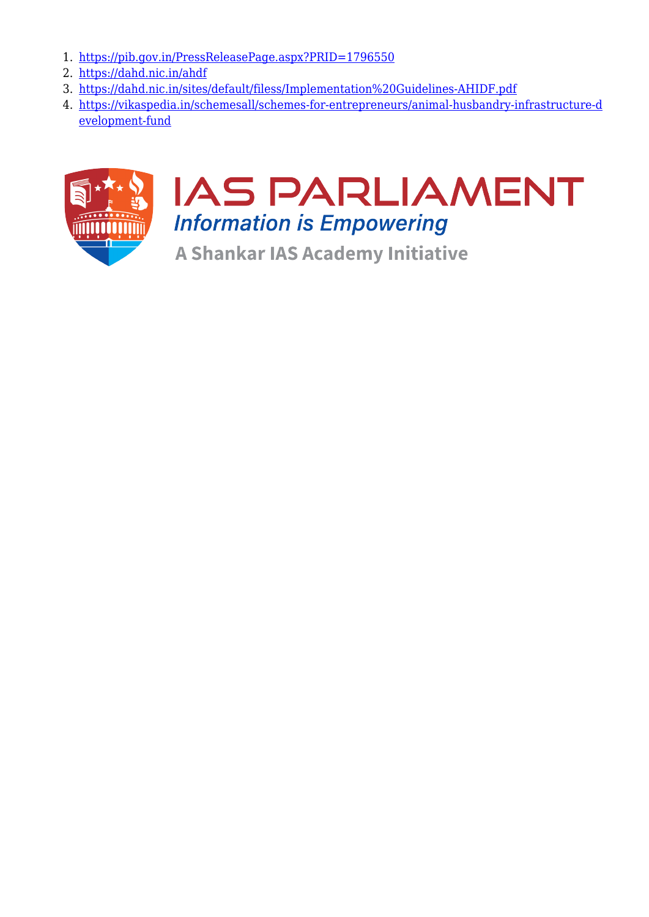1. https://pib.gov.in/PressReleasePage.aspx?PRID=1796550
2. https://dahd.nic.in/ahdf
3. https://dahd.nic.in/sites/default/filess/Implementation%20Guidelines-AHIDF.pdf
4. https://vikaspedia.in/schemesall/schemes-for-entrepreneurs/animal-husbandry-infrastructure-development-fund

IAS PARLIAMENT
*Information is Empowering*
A Shankar IAS Academy Initiative